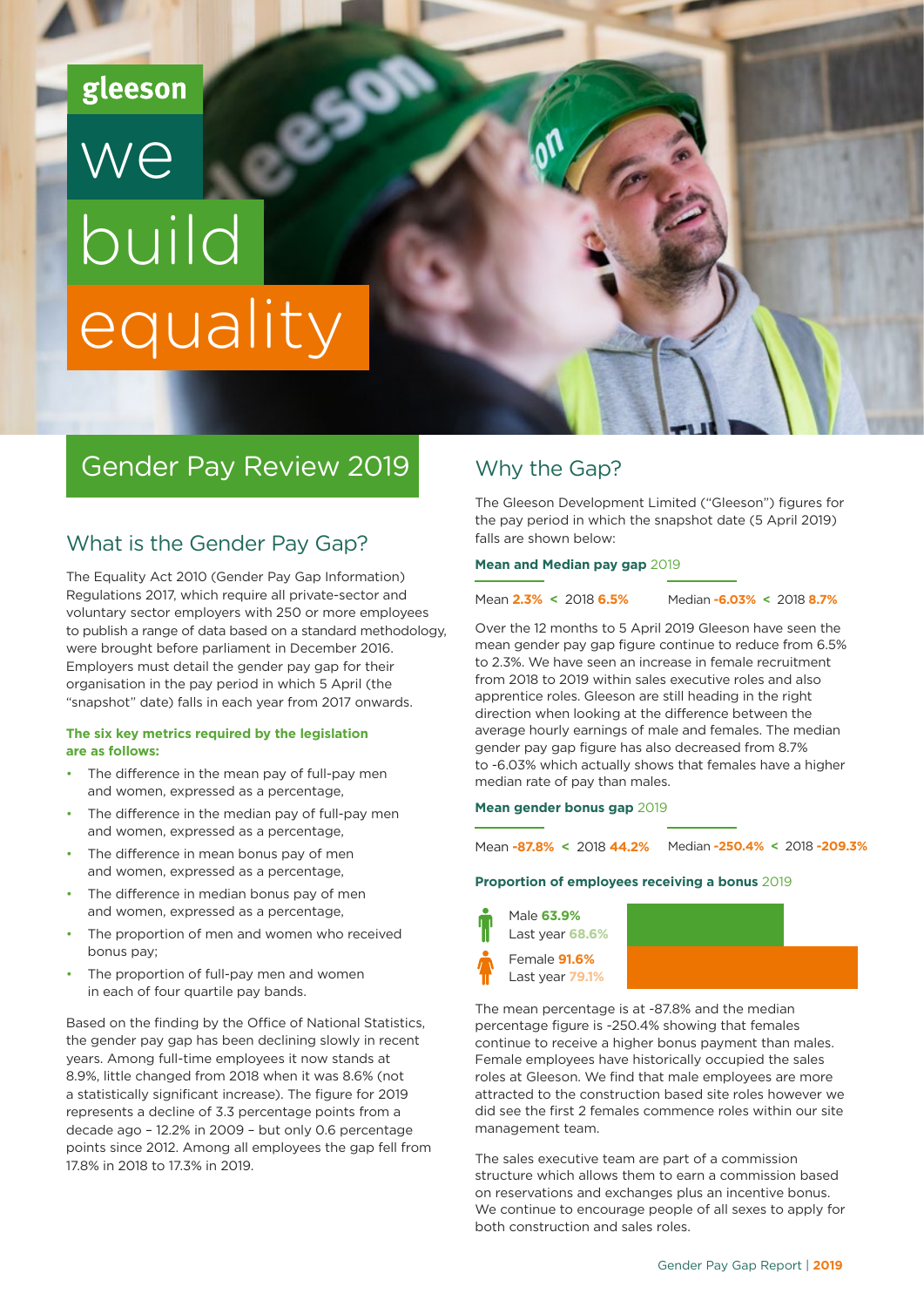gleeson

we build equality

# Gender Pay Review 2019

## What is the Gender Pay Gap?

The Equality Act 2010 (Gender Pay Gap Information) Regulations 2017, which require all private-sector and voluntary sector employers with 250 or more employees to publish a range of data based on a standard methodology, were brought before parliament in December 2016. Employers must detail the gender pay gap for their organisation in the pay period in which 5 April (the "snapshot" date) falls in each year from 2017 onwards.

**The six key metrics required by the legislation are as follows:**

- The difference in the mean pay of full-pay men and women, expressed as a percentage,
- The difference in the median pay of full-pay men and women, expressed as a percentage,
- The difference in mean bonus pay of men and women, expressed as a percentage,
- The difference in median bonus pay of men and women, expressed as a percentage,
- The proportion of men and women who received bonus pay;
- The proportion of full-pay men and women in each of four quartile pay bands.

Based on the finding by the Office of National Statistics, the gender pay gap has been declining slowly in recent years. Among full-time employees it now stands at 8.9%, little changed from 2018 when it was 8.6% (not a statistically significant increase). The figure for 2019 represents a decline of 3.3 percentage points from a decade ago – 12.2% in 2009 – but only 0.6 percentage points since 2012. Among all employees the gap fell from 17.8% in 2018 to 17.3% in 2019.

## Why the Gap?

The Gleeson Development Limited ("Gleeson") figures for the pay period in which the snapshot date (5 April 2019) falls are shown below:

**Mean and Median pay gap** 2019

Mean **2.3%** < 2018 **6.5%**

Median **-6.03%** < 2018 **8.7%**

Over the 12 months to 5 April 2019 Gleeson have seen the mean gender pay gap figure continue to reduce from 6.5% to 2.3%. We have seen an increase in female recruitment from 2018 to 2019 within sales executive roles and also apprentice roles. Gleeson are still heading in the right direction when looking at the difference between the average hourly earnings of male and females. The median gender pay gap figure has also decreased from 8.7% to -6.03% which actually shows that females have a higher median rate of pay than males.

**Mean gender bonus gap** 2019

Mean **-87.8%** < 2018 **44.2%**

Median **-250.4%** < 2018 **-209.3%**

**Proportion of employees receiving a bonus** 2019

Male **63.9%**
Last year **68.6%**

Female **91.6%**
Last year **79.1%**

The mean percentage is at -87.8% and the median percentage figure is -250.4% showing that females continue to receive a higher bonus payment than males. Female employees have historically occupied the sales roles at Gleeson. We find that male employees are more attracted to the construction based site roles however we did see the first 2 females commence roles within our site management team.

The sales executive team are part of a commission structure which allows them to earn a commission based on reservations and exchanges plus an incentive bonus. We continue to encourage people of all sexes to apply for both construction and sales roles.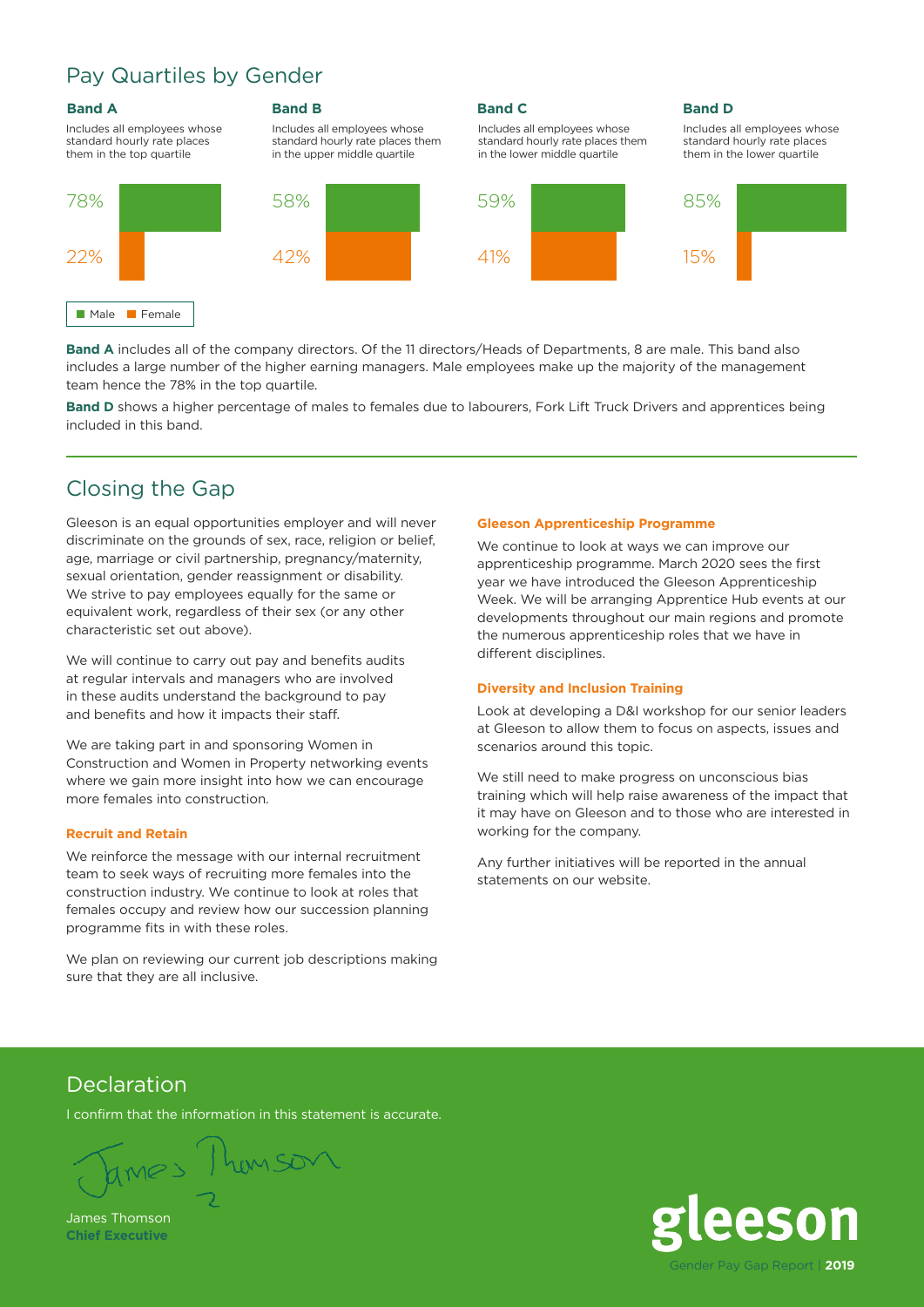## Pay Quartiles by Gender

**Band A**

Includes all employees whose standard hourly rate places them in the top quartile

78%

22%

**Band B**

Includes all employees whose standard hourly rate places them in the upper middle quartile

58%

42%

**Band C**

Includes all employees whose standard hourly rate places them in the lower middle quartile

59%

41%

**Band D**

Includes all employees whose standard hourly rate places them in the lower quartile

85%

15%

Male Female

**Band A** includes all of the company directors. Of the 11 directors/Heads of Departments, 8 are male. This band also includes a large number of the higher earning managers. Male employees make up the majority of the management team hence the 78% in the top quartile.

**Band D** shows a higher percentage of males to females due to labourers, Fork Lift Truck Drivers and apprentices being included in this band.

## Closing the Gap

Gleeson is an equal opportunities employer and will never discriminate on the grounds of sex, race, religion or belief, age, marriage or civil partnership, pregnancy/maternity, sexual orientation, gender reassignment or disability. We strive to pay employees equally for the same or equivalent work, regardless of their sex (or any other characteristic set out above).

We will continue to carry out pay and benefits audits at regular intervals and managers who are involved in these audits understand the background to pay and benefits and how it impacts their staff.

We are taking part in and sponsoring Women in Construction and Women in Property networking events where we gain more insight into how we can encourage more females into construction.

### Recruit and Retain

We reinforce the message with our internal recruitment team to seek ways of recruiting more females into the construction industry. We continue to look at roles that females occupy and review how our succession planning programme fits in with these roles.

We plan on reviewing our current job descriptions making sure that they are all inclusive.

### Gleeson Apprenticeship Programme

We continue to look at ways we can improve our apprenticeship programme. March 2020 sees the first year we have introduced the Gleeson Apprenticeship Week. We will be arranging Apprentice Hub events at our developments throughout our main regions and promote the numerous apprenticeship roles that we have in different disciplines.

### Diversity and Inclusion Training

Look at developing a D&I workshop for our senior leaders at Gleeson to allow them to focus on aspects, issues and scenarios around this topic.

We still need to make progress on unconscious bias training which will help raise awareness of the impact that it may have on Gleeson and to those who are interested in working for the company.

Any further initiatives will be reported in the annual statements on our website.

## Declaration

I confirm that the information in this statement is accurate.

James Thomson

**Chief Executive**

gleeson

Gender Pay Gap Report | **2019**